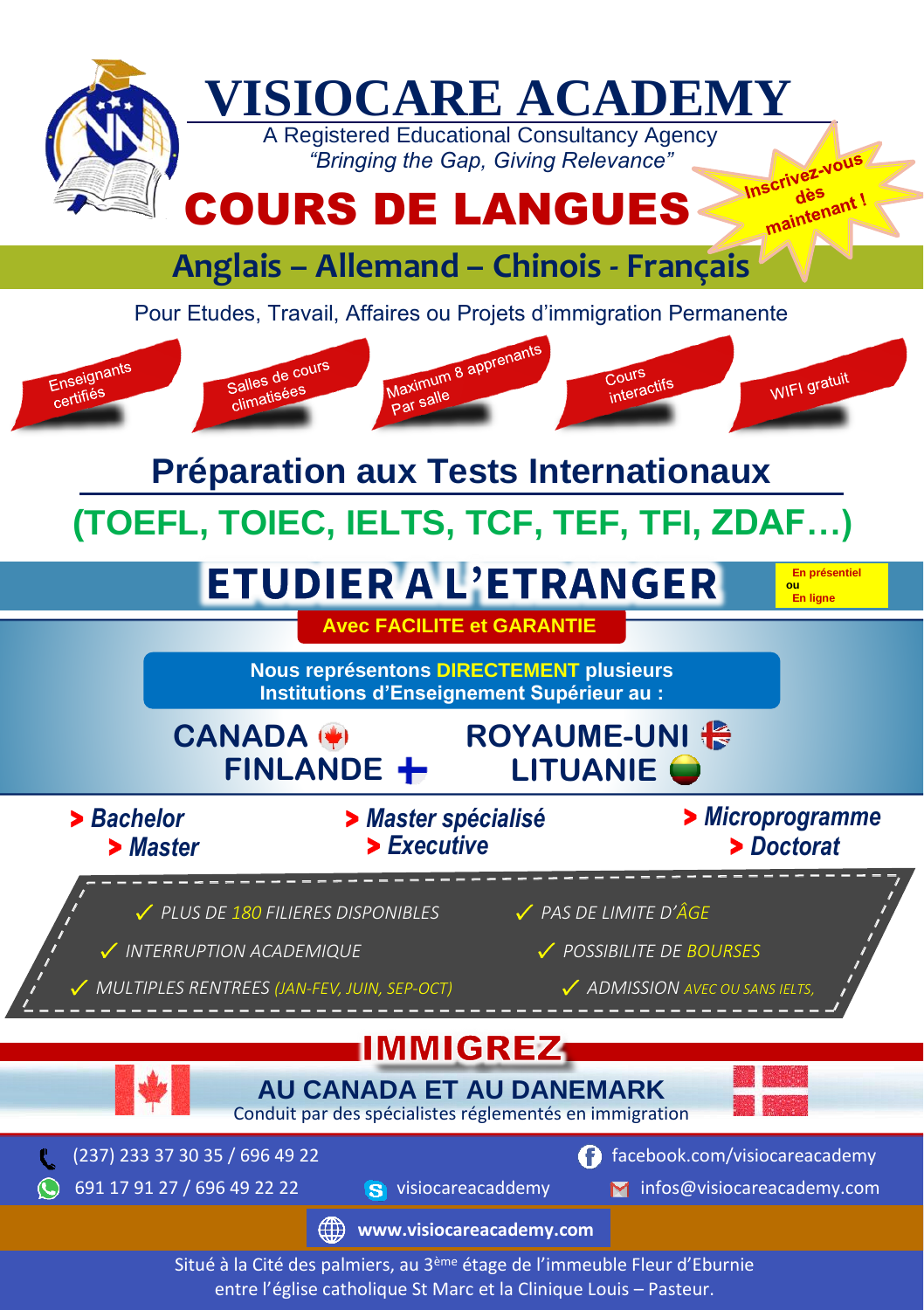# VISIOCARE ACADEMY

A Registered Educational Consultancy Agency

*"Bringing the Gap, Giving Relevance"*

Inscrivez-vous dès maintenant !

# COURS DE LANGUES

## Anglais – Allemand – Chinois - Français

Pour Etudes, Travail, Affaires ou Projets d'immigration Permanente

- Enseignants certifiés
- Salles de cours climatisées
- Maximum 8 apprenants Par salle
- Cours interactifs
- WIFI gratuit

## Préparation aux Tests Internationaux

## (TOEFL, TOIEC, IELTS, TCF, TEF, TFI, ZDAF…)

# ETUDIER A L'ETRANGER

En présentiel ou En ligne

**Avec FACILITE et GARANTIE**

**Nous représentons DIRECTEMENT plusieurs Institutions d'Enseignement Supérieur au :**

**CANADA** – **ROYAUME-UNI** – **FINLANDE** – **LITUANIE**

- Bachelor
- Master
- Master spécialisé
- Executive
- Microprogramme
- Doctorat

- ✓ PLUS DE 180 FILIERES DISPONIBLES
- ✓ PAS DE LIMITE D'ÂGE
- ✓ INTERRUPTION ACADEMIQUE
- ✓ POSSIBILITE DE BOURSES
- ✓ MULTIPLES RENTREES *(JAN-FEV, JUIN, SEP-OCT)*
- ✓ ADMISSION AVEC OU SANS IELTS,

# IMMIGREZ

## AU CANADA ET AU DANEMARK

Conduit par des spécialistes réglementés en immigration

(237) 233 37 30 35 / 696 49 22

691 17 91 27 / 696 49 22 22

facebook.com/visiocareacademy

visiocareacaddemy

infos@visiocareacademy.com

**www.visiocareacademy.com**

Situé à la Cité des palmiers, au 3ème étage de l'immeuble Fleur d'Eburnie entre l'église catholique St Marc et la Clinique Louis – Pasteur.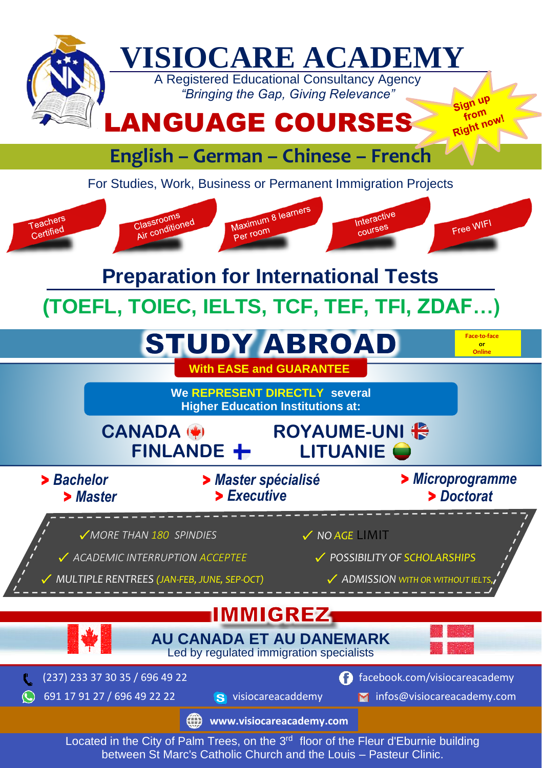# VISIOCARE ACADEMY

A Registered Educational Consultancy Agency

*"Bringing the Gap, Giving Relevance"*

## LANGUAGE COURSES

Sign up from Right now!

## English – German – Chinese – French

For Studies, Work, Business or Permanent Immigration Projects

- Teachers Certified
- Classrooms Air conditioned
- Maximum 8 learners Per room
- Interactive courses
- Free WIFI

## Preparation for International Tests

## (TOEFL, TOIEC, IELTS, TCF, TEF, TFI, ZDAF…)

## STUDY ABROAD

Face-to-face or Online

**With EASE and GUARANTEE**

**We REPRESENT DIRECTLY several Higher Education Institutions at:**

**CANADA** **ROYAUME-UNI**
**FINLANDE** **LITUANIE**

- *Bachelor*
- *Master*
- *Master spécialisé*
- *Executive*
- *Microprogramme*
- *Doctorat*

✓ *MORE THAN 180 SPINDIES*
✓ *NO AGE LIMIT*
✓ *ACADEMIC INTERRUPTION ACCEPTEE*
✓ *POSSIBILITY OF SCHOLARSHIPS*
✓ *MULTIPLE RENTREES (JAN-FEB, JUNE, SEP-OCT)*
✓ *ADMISSION WITH OR WITHOUT IELTS,*

## IMMIGREZ

**AU CANADA ET AU DANEMARK**

Led by regulated immigration specialists

(237) 233 37 30 35 / 696 49 22
facebook.com/visiocareacademy
691 17 91 27 / 696 49 22 22
visiocareacaddemy
infos@visiocareacademy.com

**www.visiocareacademy.com**

Located in the City of Palm Trees, on the 3rd floor of the Fleur d'Eburnie building between St Marc's Catholic Church and the Louis – Pasteur Clinic.